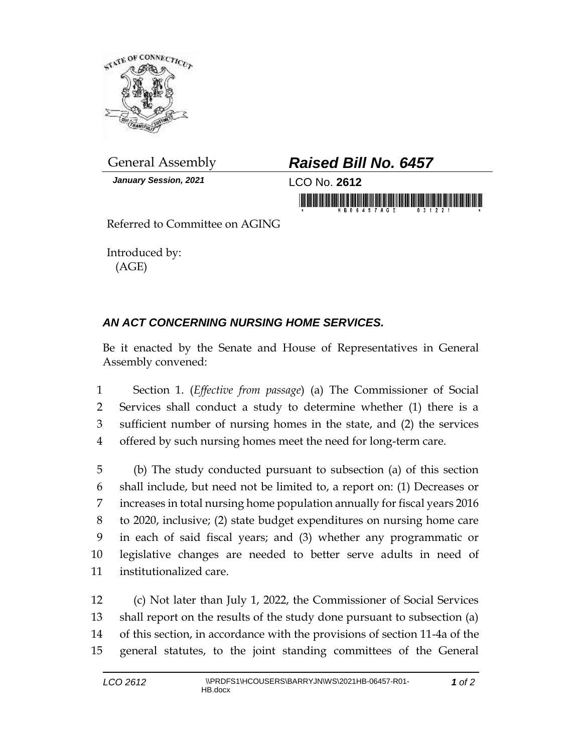General Assembly

**_Raised Bill No. 6457_**

***January Session, 2021***

LCO No. **2612**

Referred to Committee on AGING

Introduced by:
(AGE)

## ***AN ACT CONCERNING NURSING HOME SERVICES.***

Be it enacted by the Senate and House of Representatives in General Assembly convened:

1 Section 1. (*Effective from passage*) (a) The Commissioner of Social
2 Services shall conduct a study to determine whether (1) there is a
3 sufficient number of nursing homes in the state, and (2) the services
4 offered by such nursing homes meet the need for long-term care.

5 (b) The study conducted pursuant to subsection (a) of this section
6 shall include, but need not be limited to, a report on: (1) Decreases or
7 increases in total nursing home population annually for fiscal years 2016
8 to 2020, inclusive; (2) state budget expenditures on nursing home care
9 in each of said fiscal years; and (3) whether any programmatic or
10 legislative changes are needed to better serve adults in need of
11 institutionalized care.

12 (c) Not later than July 1, 2022, the Commissioner of Social Services
13 shall report on the results of the study done pursuant to subsection (a)
14 of this section, in accordance with the provisions of section 11-4a of the
15 general statutes, to the joint standing committees of the General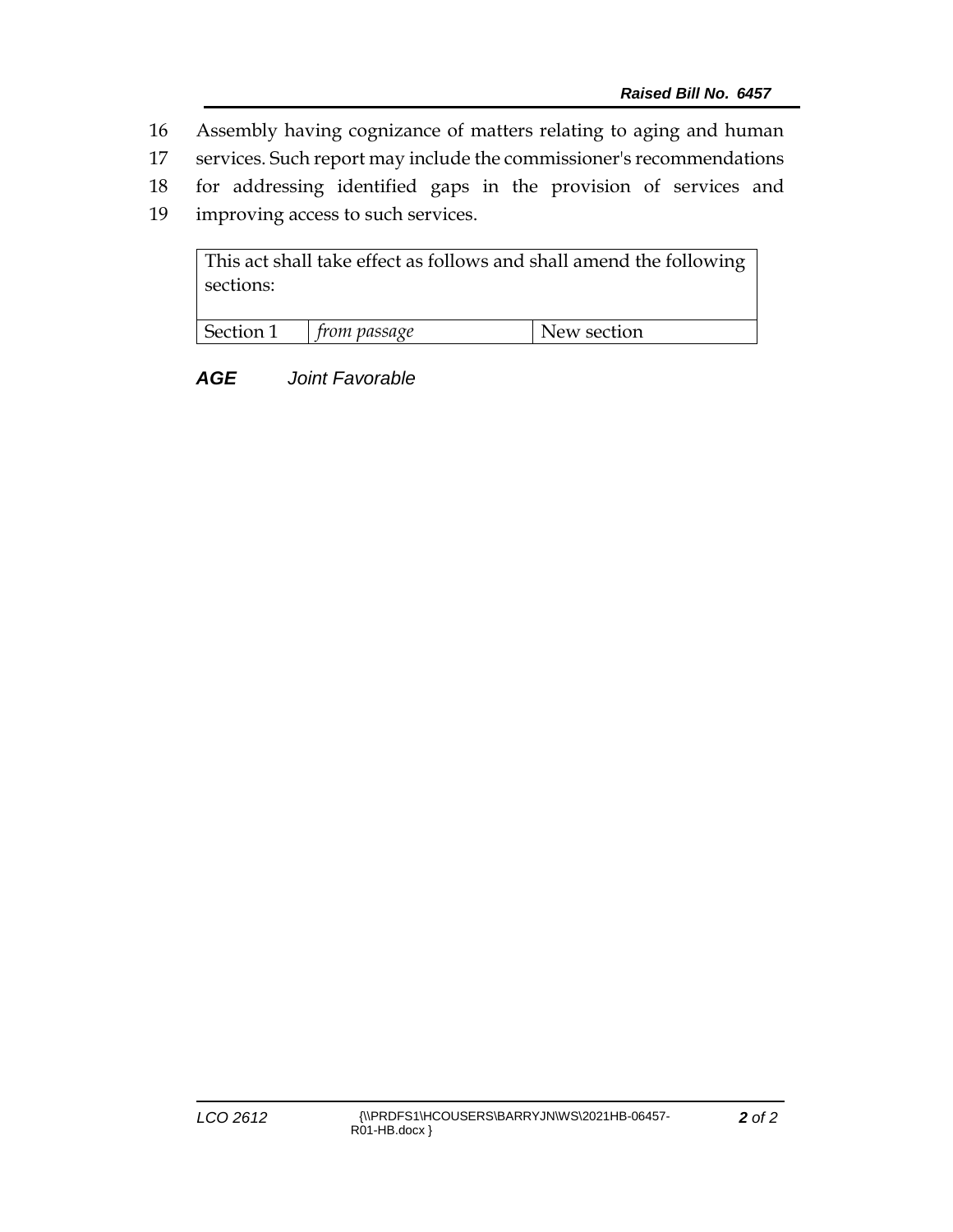16 Assembly having cognizance of matters relating to aging and human
17 services. Such report may include the commissioner's recommendations
18 for addressing identified gaps in the provision of services and
19 improving access to such services.

| This act shall take effect as follows and shall amend the following sections: | | |
|---|---|---|
| Section 1 | *from passage* | New section |

***AGE*** *Joint Favorable*